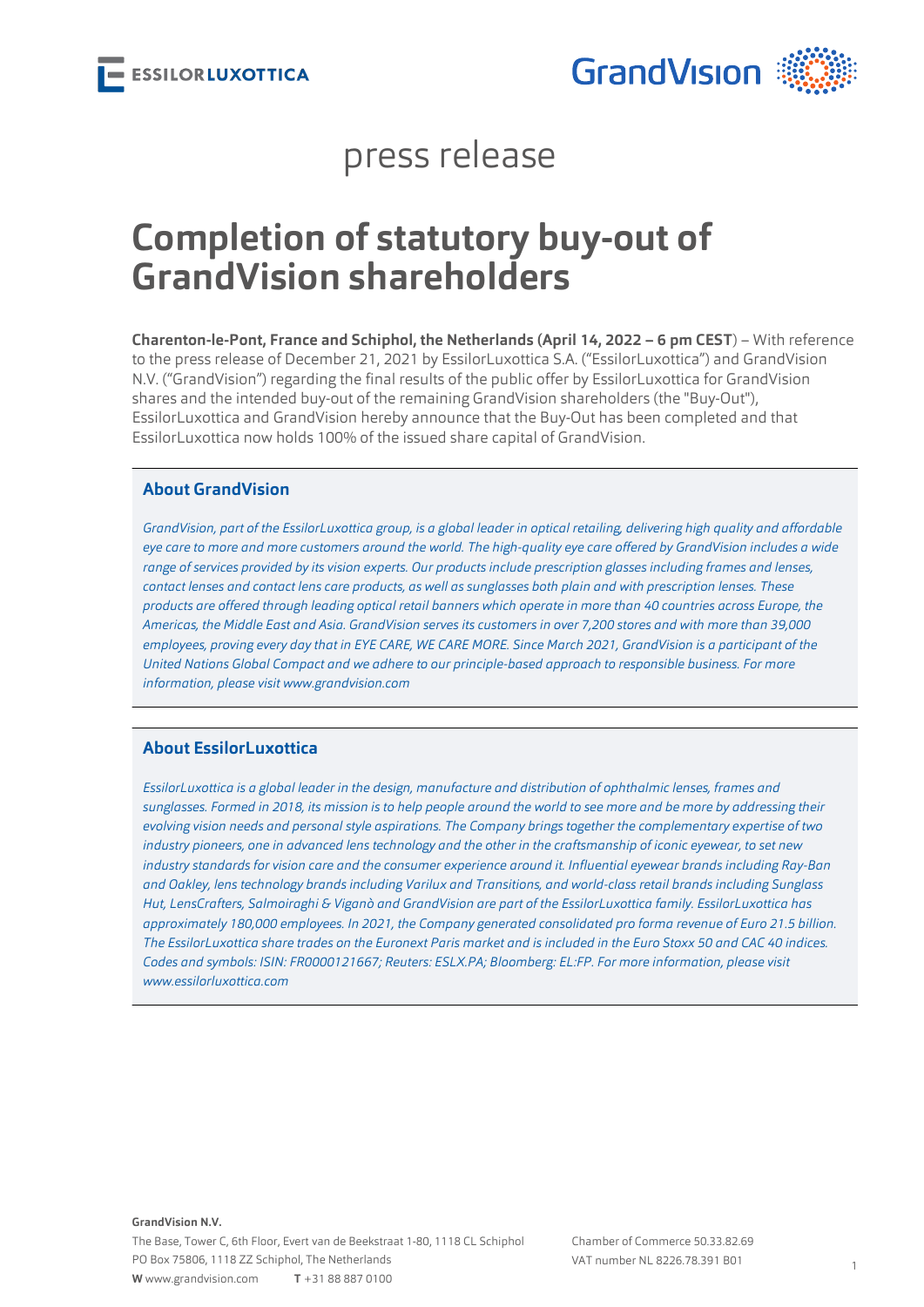press release

# Completion of statutory buy-out of GrandVision shareholders

**Charenton-le-Pont, France and Schiphol, the Netherlands (April 14, 2022 – 6 pm CEST**) – With reference to the press release of December 21, 2021 by EssilorLuxottica S.A. ("EssilorLuxottica") and GrandVision N.V. ("GrandVision") regarding the final results of the public offer by EssilorLuxottica for GrandVision shares and the intended buy-out of the remaining GrandVision shareholders (the "Buy-Out"), EssilorLuxottica and GrandVision hereby announce that the Buy-Out has been completed and that EssilorLuxottica now holds 100% of the issued share capital of GrandVision.

## About GrandVision

*GrandVision, part of the EssilorLuxottica group, is a global leader in optical retailing, delivering high quality and affordable eye care to more and more customers around the world. The high-quality eye care offered by GrandVision includes a wide range of services provided by its vision experts. Our products include prescription glasses including frames and lenses, contact lenses and contact lens care products, as well as sunglasses both plain and with prescription lenses. These products are offered through leading optical retail banners which operate in more than 40 countries across Europe, the Americas, the Middle East and Asia. GrandVision serves its customers in over 7,200 stores and with more than 39,000 employees, proving every day that in EYE CARE, WE CARE MORE. Since March 2021, GrandVision is a participant of the United Nations Global Compact and we adhere to our principle-based approach to responsible business. For more information, please visit www.grandvision.com*

## About EssilorLuxottica

*EssilorLuxottica is a global leader in the design, manufacture and distribution of ophthalmic lenses, frames and sunglasses. Formed in 2018, its mission is to help people around the world to see more and be more by addressing their evolving vision needs and personal style aspirations. The Company brings together the complementary expertise of two industry pioneers, one in advanced lens technology and the other in the craftsmanship of iconic eyewear, to set new industry standards for vision care and the consumer experience around it. Influential eyewear brands including Ray-Ban and Oakley, lens technology brands including Varilux and Transitions, and world-class retail brands including Sunglass Hut, LensCrafters, Salmoiraghi & Viganò and GrandVision are part of the EssilorLuxottica family. EssilorLuxottica has approximately 180,000 employees. In 2021, the Company generated consolidated pro forma revenue of Euro 21.5 billion. The EssilorLuxottica share trades on the Euronext Paris market and is included in the Euro Stoxx 50 and CAC 40 indices. Codes and symbols: ISIN: FR0000121667; Reuters: ESLX.PA; Bloomberg: EL:FP. For more information, please visit www.essilorluxottica.com*

**GrandVision N.V.**
The Base, Tower C, 6th Floor, Evert van de Beekstraat 1-80, 1118 CL Schiphol
PO Box 75806, 1118 ZZ Schiphol, The Netherlands
**W** www.grandvision.com **T** +31 88 887 0100

Chamber of Commerce 50.33.82.69
VAT number NL 8226.78.391 B01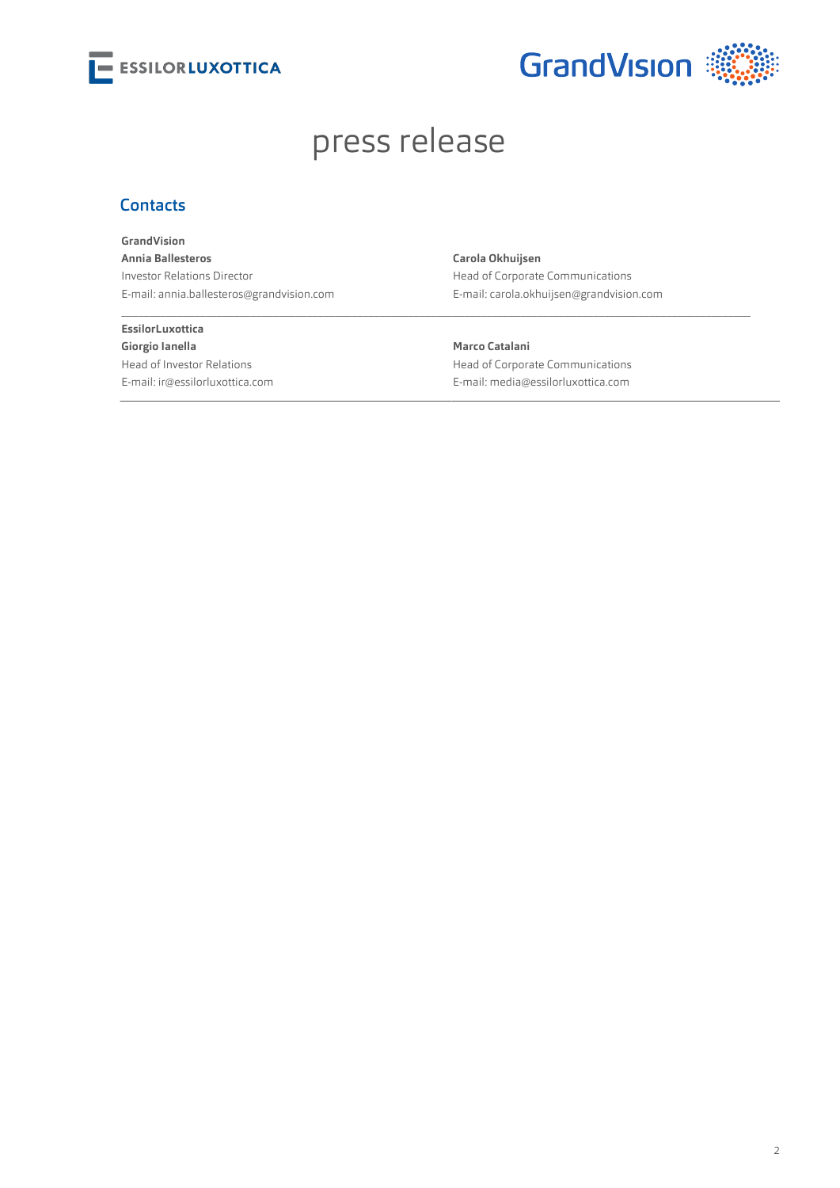# press release

## Contacts

**GrandVision**

**Annia Ballesteros**
Investor Relations Director
E-mail: annia.ballesteros@grandvision.com

**Carola Okhuijsen**
Head of Corporate Communications
E-mail: carola.okhuijsen@grandvision.com

---

**EssilorLuxottica**

**Giorgio Ianella**
Head of Investor Relations
E-mail: ir@essilorluxottica.com

**Marco Catalani**
Head of Corporate Communications
E-mail: media@essilorluxottica.com

---